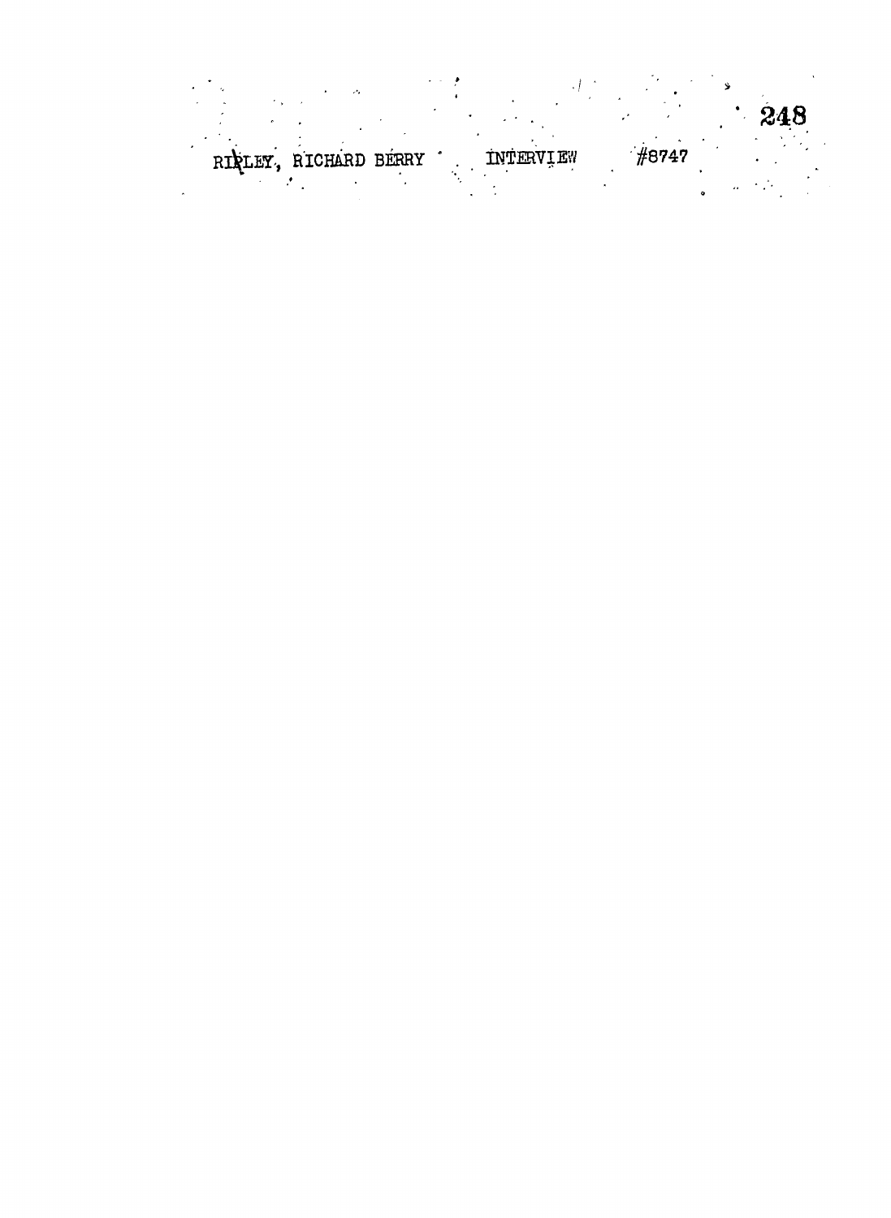RIPLEY, RICHARD BERRY    INTERVIEW    #8747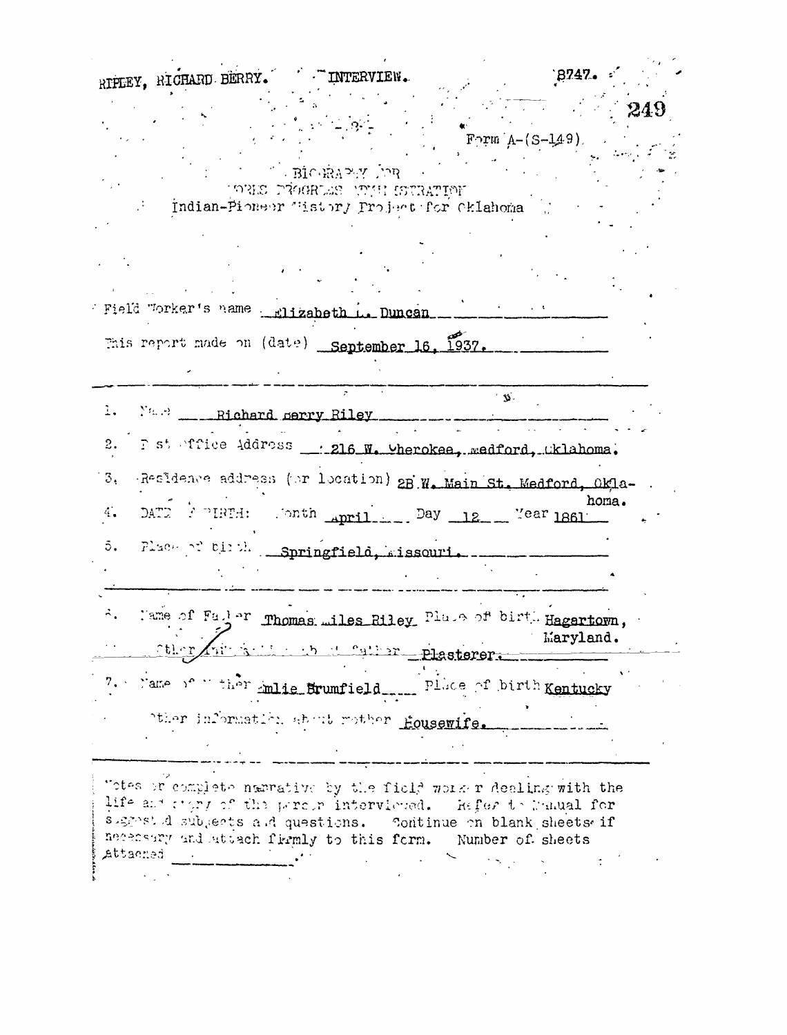RIPLEY, RICHARD BERRY. INTERVIEW. 8747.

Form A-(S-149)

BIOGRAPHY FOR
WORKS PROGRESS ADMINISTRATION
Indian-Pioneer History Project for Oklahoma

Field Worker's name Elizabeth L. Duncan

This report made on (date) September 16, 1937.

1. Name Richard Berry Riley

2. Post Office Address 216 W. Cherokee, Medford, Oklahoma.

3. Residence address (or location) 2B W. Main St. Medford, Oklahoma.

4. DATE OF BIRTH: Month April Day 12 Year 1861

5. Place of birth Springfield, Missouri.

6. Name of Father Thomas Miles Riley Place of birth Hagartown, Maryland.

Other information about father Plasterer.

7. Name of mother Emlie Brumfield Place of birth Kentucky

Other information about mother Housewife.

Notes or complete narrative by the field worker dealing with the life and story of the person interviewed. Refer to Manual for suggested subjects and questions. Continue on blank sheets if necessary and attach firmly to this form. Number of sheets attached ________.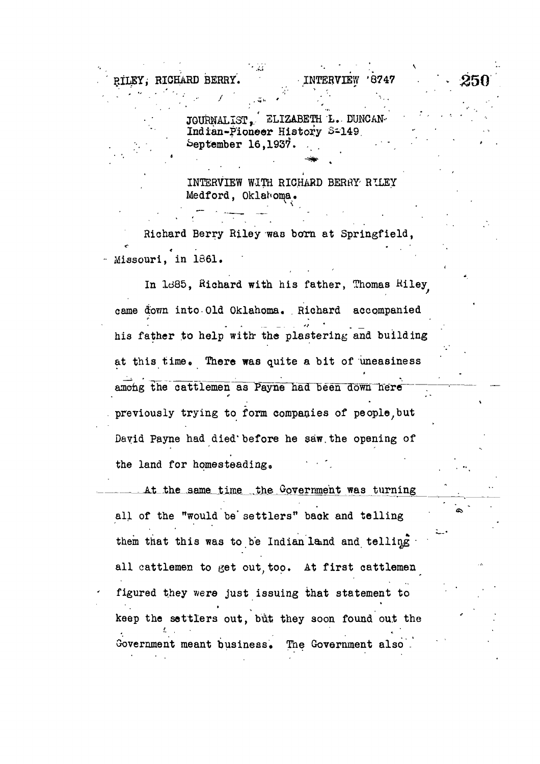RILEY, RICHARD BERRY. INTERVIEW 8747

JOURNALIST, ELIZABETH L. DUNCAN  
Indian-Pioneer History S-149  
September 16, 1937.

INTERVIEW WITH RICHARD BERRY RILEY  
Medford, Oklahoma.

Richard Berry Riley was born at Springfield, Missouri, in 1861.

In 1885, Richard with his father, Thomas Riley, came down into Old Oklahoma. Richard accompanied his father to help with the plastering and building at this time. There was quite a bit of uneasiness among the cattlemen as Payne had been down here previously trying to form companies of people, but David Payne had died before he saw the opening of the land for homesteading.

At the same time the Government was turning all of the "would be settlers" back and telling them that this was to be Indian land and telling all cattlemen to get out, too. At first cattlemen figured they were just issuing that statement to keep the settlers out, but they soon found out the Government meant business. The Government also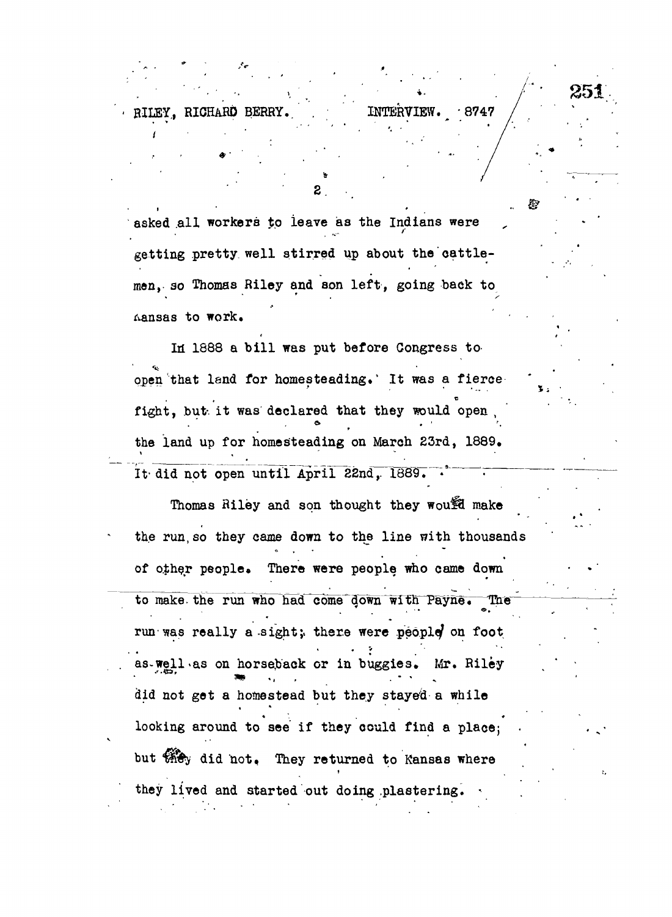asked all workers to leave as the Indians were getting pretty well stirred up about the cattlemen, so Thomas Riley and son left, going back to Kansas to work.

In 1888 a bill was put before Congress to open that land for homesteading. It was a fierce fight, but it was declared that they would open the land up for homesteading on March 23rd, 1889. It did not open until April 22nd, 1889.

Thomas Riley and son thought they would make the run, so they came down to the line with thousands of other people. There were people who came down to make the run who had come down with Payne. The run was really a sight; there were people on foot as well as on horseback or in buggies. Mr. Riley did not get a homestead but they stayed a while looking around to see if they could find a place; but they did not. They returned to Kansas where they lived and started out doing plastering.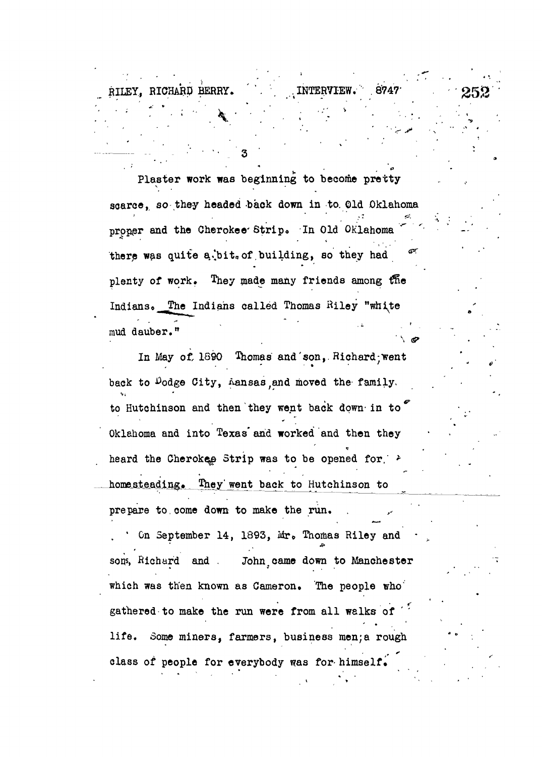Plaster work was beginning to become pretty scarce, so they headed back down in to Old Oklahoma proper and the Cherokee Strip. In Old Oklahoma there was quite a bit of building, so they had plenty of work. They made many friends among the Indians. The Indians called Thomas Riley "white mud dauber."

In May of 1890 Thomas and son, Richard, went back to Dodge City, Kansas, and moved the family to Hutchinson and then they went back down in to Oklahoma and into Texas and worked and then they heard the Cherokee Strip was to be opened for homesteading. They went back to Hutchinson to prepare to come down to make the run.

On September 14, 1893, Mr. Thomas Riley and sons, Richard and John, came down to Manchester which was then known as Cameron. The people who gathered to make the run were from all walks of life. Some miners, farmers, business men; a rough class of people for everybody was for himself.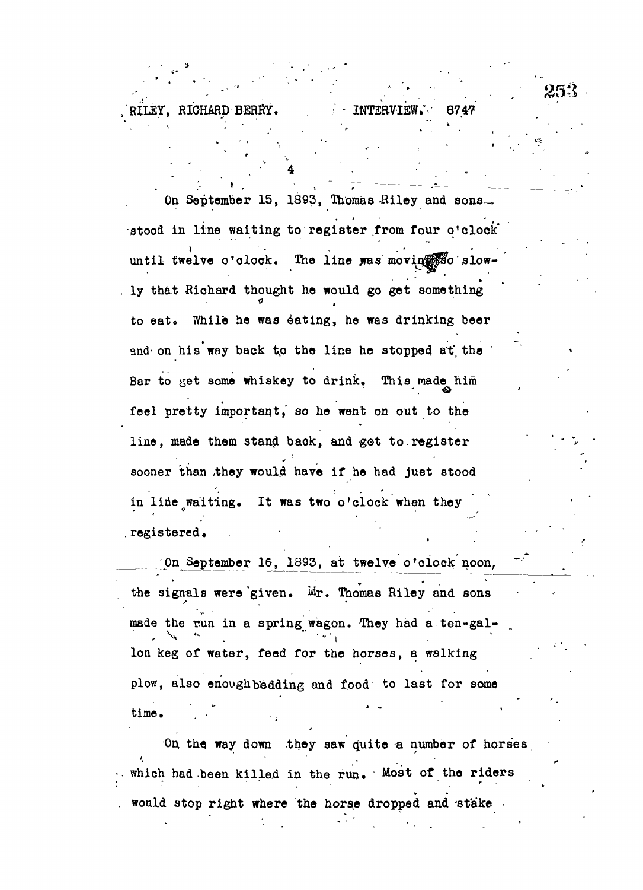On September 15, 1893, Thomas Riley and sons stood in line waiting to register from four o'clock until twelve o'clock. The line was moving so slowly that Richard thought he would go get something to eat. While he was eating, he was drinking beer and on his way back to the line he stopped at the Bar to get some whiskey to drink. This made him feel pretty important, so he went on out to the line, made them stand back, and got to register sooner than they would have if he had just stood in line waiting. It was two o'clock when they registered.

On September 16, 1893, at twelve o'clock noon, the signals were given. Mr. Thomas Riley and sons made the run in a spring wagon. They had a ten-gallon keg of water, feed for the horses, a walking plow, also enough bedding and food to last for some time.

On the way down they saw quite a number of horses which had been killed in the run. Most of the riders would stop right where the horse dropped and stake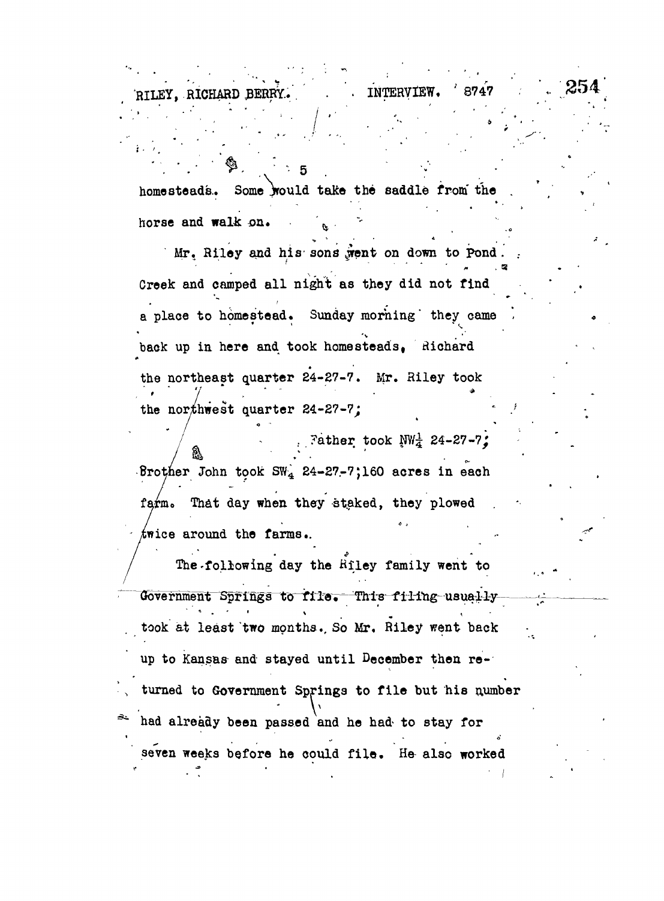homesteads. Some would take the saddle from the horse and walk on.

Mr. Riley and his sons went on down to Pond Creek and camped all night as they did not find a place to homestead. Sunday morning they came back up in here and took homesteads, Richard the northeast quarter 24-27-7. Mr. Riley took the northwest quarter 24-27-7;

Father took NW$\frac{1}{4}$ 24-27-7; Brother John took SW$\frac{1}{4}$ 24-27-7;160 acres in each farm. That day when they staked, they plowed twice around the farms.

The following day the Riley family went to Government Springs to file. This filing usually took at least two months. So Mr. Riley went back up to Kansas and stayed until December then returned to Government Springs to file but his number had already been passed and he had to stay for seven weeks before he could file. He also worked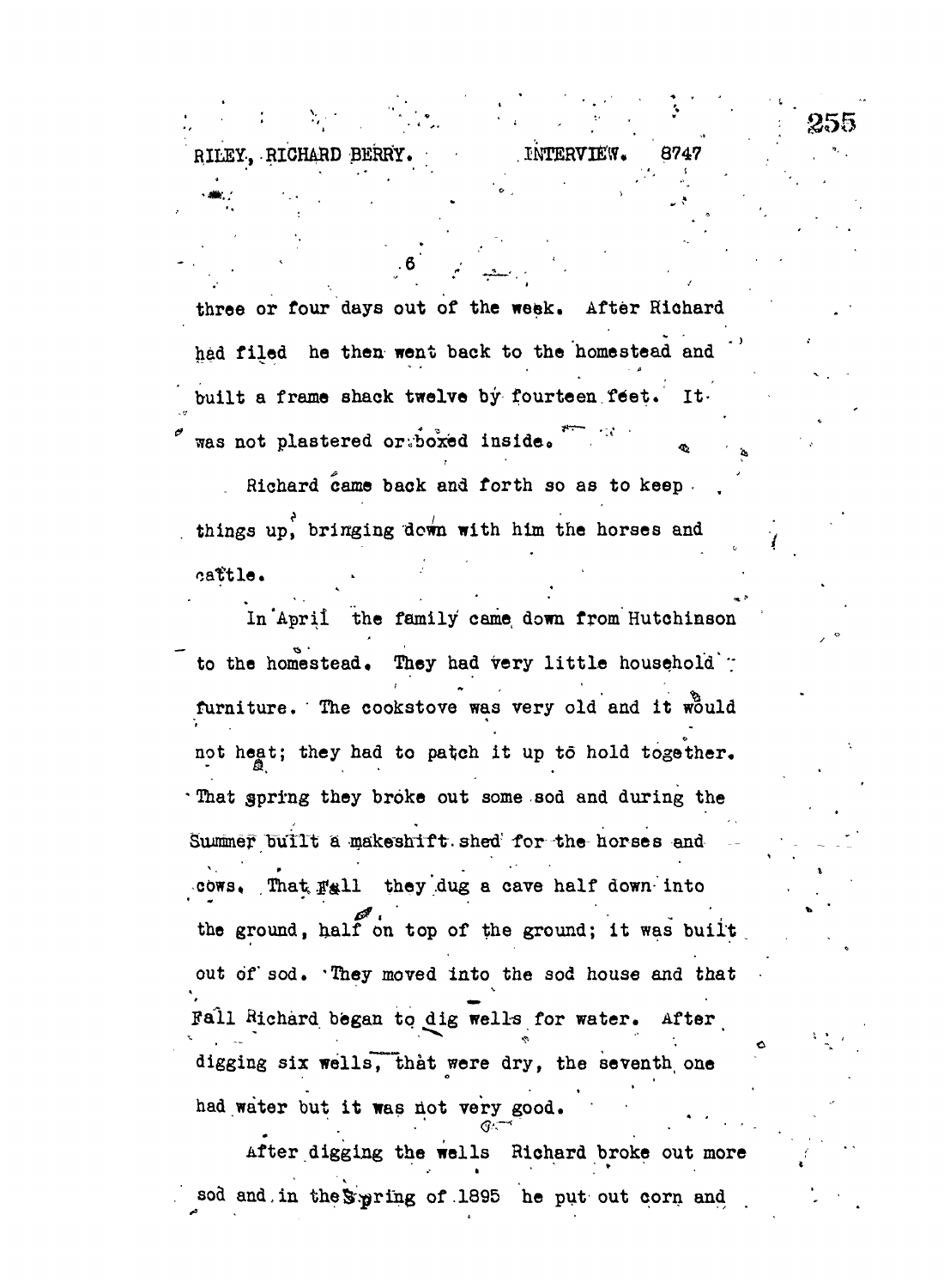three or four days out of the week. After Richard had filed he then went back to the homestead and built a frame shack twelve by fourteen feet. It was not plastered or boxed inside.

Richard came back and forth so as to keep things up, bringing down with him the horses and cattle.

In April the family came down from Hutchinson to the homestead. They had very little household furniture. The cookstove was very old and it would not heat; they had to patch it up to hold together. That spring they broke out some sod and during the Summer built a makeshift shed for the horses and cows. That Fall they dug a cave half down into the ground, half on top of the ground; it was built out of sod. They moved into the sod house and that Fall Richard began to dig wells for water. After digging six wells, that were dry, the seventh one had water but it was not very good.

After digging the wells Richard broke out more sod and in the Spring of 1895 he put out corn and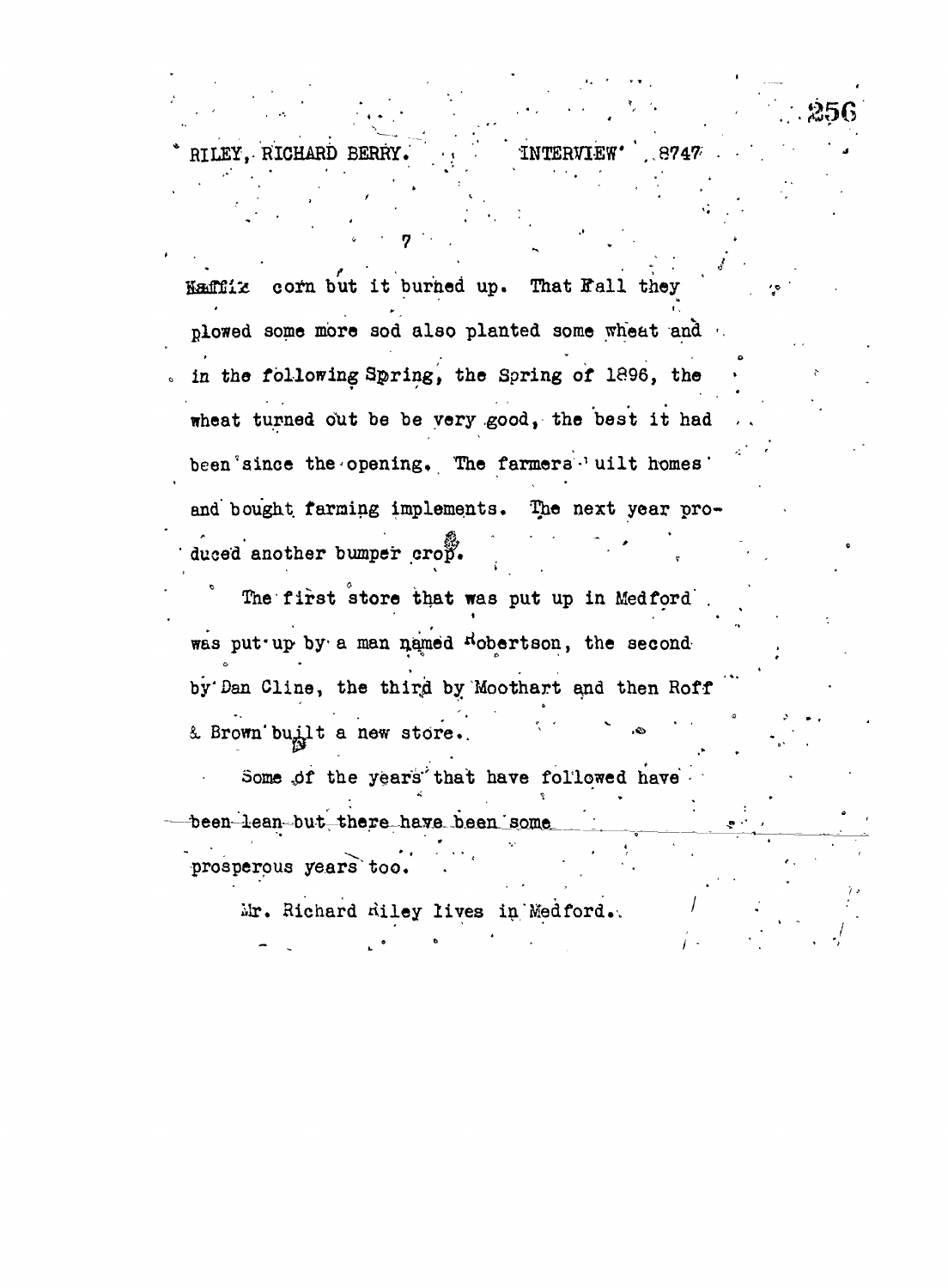Kaffir corn but it burned up. That Fall they plowed some more sod also planted some wheat and in the following Spring, the Spring of 1896, the wheat turned out be be very good, the best it had been since the opening. The farmers built homes and bought farming implements. The next year produced another bumper crop.

The first store that was put up in Medford was put up by a man named Robertson, the second by Dan Cline, the third by Moothart and then Roff & Brown built a new store.

Some of the years that have followed have ~~been lean but there have been some~~ prosperous years too.

Mr. Richard Riley lives in Medford.